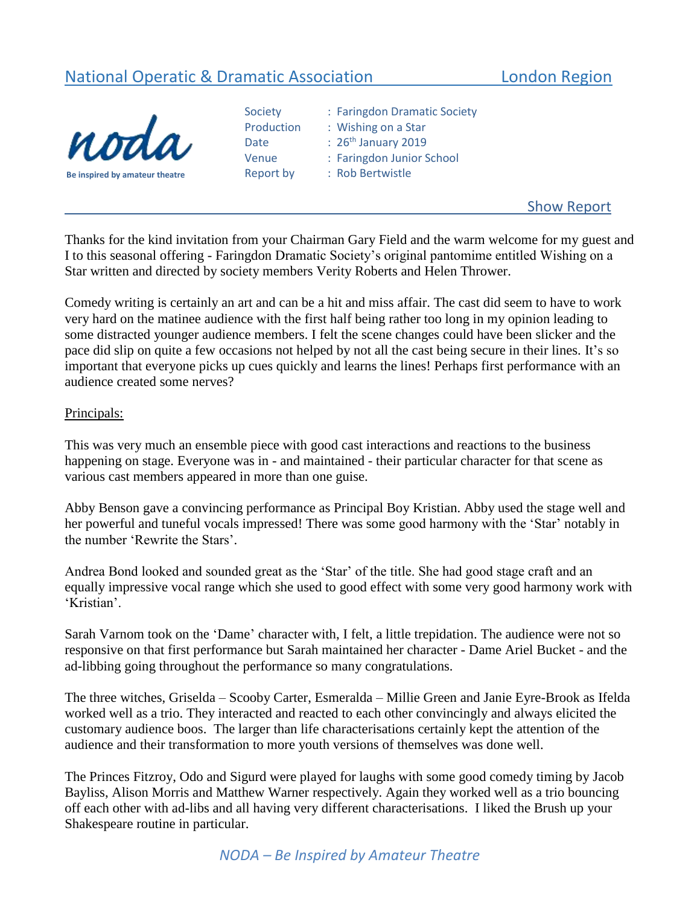# National Operatic & Dramatic Association London Region

**noda**
Be inspired by amateur theatre

| | |
|---|---|
| Society | : Faringdon Dramatic Society |
| Production | : Wishing on a Star |
| Date | : 26th January 2019 |
| Venue | : Faringdon Junior School |
| Report by | : Rob Bertwistle |

## Show Report

Thanks for the kind invitation from your Chairman Gary Field and the warm welcome for my guest and I to this seasonal offering - Faringdon Dramatic Society's original pantomime entitled Wishing on a Star written and directed by society members Verity Roberts and Helen Thrower.

Comedy writing is certainly an art and can be a hit and miss affair. The cast did seem to have to work very hard on the matinee audience with the first half being rather too long in my opinion leading to some distracted younger audience members. I felt the scene changes could have been slicker and the pace did slip on quite a few occasions not helped by not all the cast being secure in their lines. It's so important that everyone picks up cues quickly and learns the lines! Perhaps first performance with an audience created some nerves?

Principals:

This was very much an ensemble piece with good cast interactions and reactions to the business happening on stage. Everyone was in - and maintained - their particular character for that scene as various cast members appeared in more than one guise.

Abby Benson gave a convincing performance as Principal Boy Kristian. Abby used the stage well and her powerful and tuneful vocals impressed! There was some good harmony with the 'Star' notably in the number 'Rewrite the Stars'.

Andrea Bond looked and sounded great as the 'Star' of the title. She had good stage craft and an equally impressive vocal range which she used to good effect with some very good harmony work with 'Kristian'.

Sarah Varnom took on the 'Dame' character with, I felt, a little trepidation. The audience were not so responsive on that first performance but Sarah maintained her character - Dame Ariel Bucket - and the ad-libbing going throughout the performance so many congratulations.

The three witches, Griselda – Scooby Carter, Esmeralda – Millie Green and Janie Eyre-Brook as Ifelda worked well as a trio. They interacted and reacted to each other convincingly and always elicited the customary audience boos. The larger than life characterisations certainly kept the attention of the audience and their transformation to more youth versions of themselves was done well.

The Princes Fitzroy, Odo and Sigurd were played for laughs with some good comedy timing by Jacob Bayliss, Alison Morris and Matthew Warner respectively. Again they worked well as a trio bouncing off each other with ad-libs and all having very different characterisations. I liked the Brush up your Shakespeare routine in particular.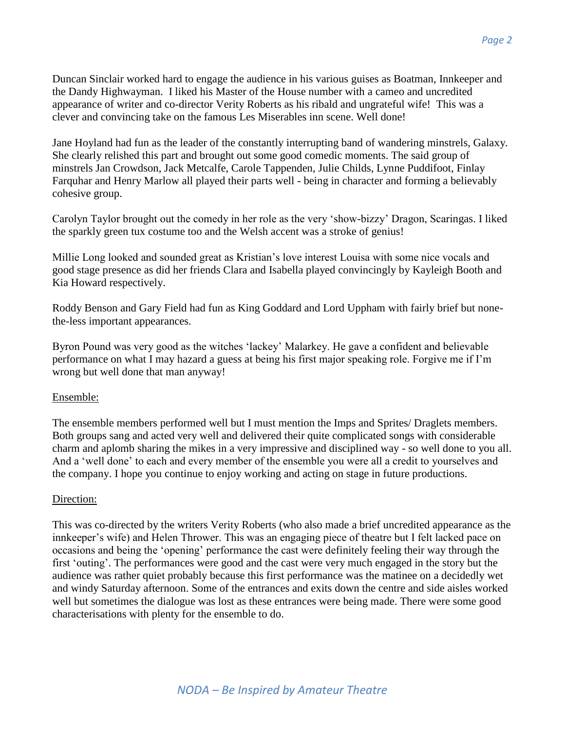Duncan Sinclair worked hard to engage the audience in his various guises as Boatman, Innkeeper and the Dandy Highwayman. I liked his Master of the House number with a cameo and uncredited appearance of writer and co-director Verity Roberts as his ribald and ungrateful wife! This was a clever and convincing take on the famous Les Miserables inn scene. Well done!

Jane Hoyland had fun as the leader of the constantly interrupting band of wandering minstrels, Galaxy. She clearly relished this part and brought out some good comedic moments. The said group of minstrels Jan Crowdson, Jack Metcalfe, Carole Tappenden, Julie Childs, Lynne Puddifoot, Finlay Farquhar and Henry Marlow all played their parts well - being in character and forming a believably cohesive group.

Carolyn Taylor brought out the comedy in her role as the very 'show-bizzy' Dragon, Scaringas. I liked the sparkly green tux costume too and the Welsh accent was a stroke of genius!

Millie Long looked and sounded great as Kristian's love interest Louisa with some nice vocals and good stage presence as did her friends Clara and Isabella played convincingly by Kayleigh Booth and Kia Howard respectively.

Roddy Benson and Gary Field had fun as King Goddard and Lord Uppham with fairly brief but none-the-less important appearances.

Byron Pound was very good as the witches 'lackey' Malarkey. He gave a confident and believable performance on what I may hazard a guess at being his first major speaking role. Forgive me if I'm wrong but well done that man anyway!

Ensemble:

The ensemble members performed well but I must mention the Imps and Sprites/ Draglets members. Both groups sang and acted very well and delivered their quite complicated songs with considerable charm and aplomb sharing the mikes in a very impressive and disciplined way - so well done to you all. And a 'well done' to each and every member of the ensemble you were all a credit to yourselves and the company. I hope you continue to enjoy working and acting on stage in future productions.

Direction:

This was co-directed by the writers Verity Roberts (who also made a brief uncredited appearance as the innkeeper's wife) and Helen Thrower. This was an engaging piece of theatre but I felt lacked pace on occasions and being the 'opening' performance the cast were definitely feeling their way through the first 'outing'. The performances were good and the cast were very much engaged in the story but the audience was rather quiet probably because this first performance was the matinee on a decidedly wet and windy Saturday afternoon. Some of the entrances and exits down the centre and side aisles worked well but sometimes the dialogue was lost as these entrances were being made. There were some good characterisations with plenty for the ensemble to do.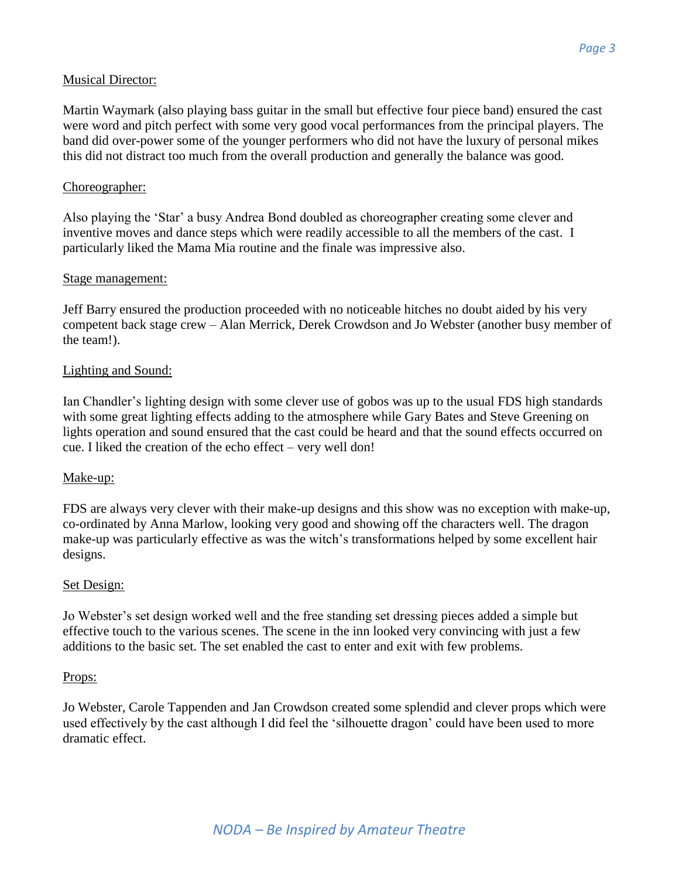Musical Director:

Martin Waymark (also playing bass guitar in the small but effective four piece band) ensured the cast were word and pitch perfect with some very good vocal performances from the principal players. The band did over-power some of the younger performers who did not have the luxury of personal mikes this did not distract too much from the overall production and generally the balance was good.

Choreographer:

Also playing the 'Star' a busy Andrea Bond doubled as choreographer creating some clever and inventive moves and dance steps which were readily accessible to all the members of the cast. I particularly liked the Mama Mia routine and the finale was impressive also.

Stage management:

Jeff Barry ensured the production proceeded with no noticeable hitches no doubt aided by his very competent back stage crew – Alan Merrick, Derek Crowdson and Jo Webster (another busy member of the team!).

Lighting and Sound:

Ian Chandler's lighting design with some clever use of gobos was up to the usual FDS high standards with some great lighting effects adding to the atmosphere while Gary Bates and Steve Greening on lights operation and sound ensured that the cast could be heard and that the sound effects occurred on cue. I liked the creation of the echo effect – very well don!

Make-up:

FDS are always very clever with their make-up designs and this show was no exception with make-up, co-ordinated by Anna Marlow, looking very good and showing off the characters well. The dragon make-up was particularly effective as was the witch's transformations helped by some excellent hair designs.

Set Design:

Jo Webster's set design worked well and the free standing set dressing pieces added a simple but effective touch to the various scenes. The scene in the inn looked very convincing with just a few additions to the basic set. The set enabled the cast to enter and exit with few problems.

Props:

Jo Webster, Carole Tappenden and Jan Crowdson created some splendid and clever props which were used effectively by the cast although I did feel the 'silhouette dragon' could have been used to more dramatic effect.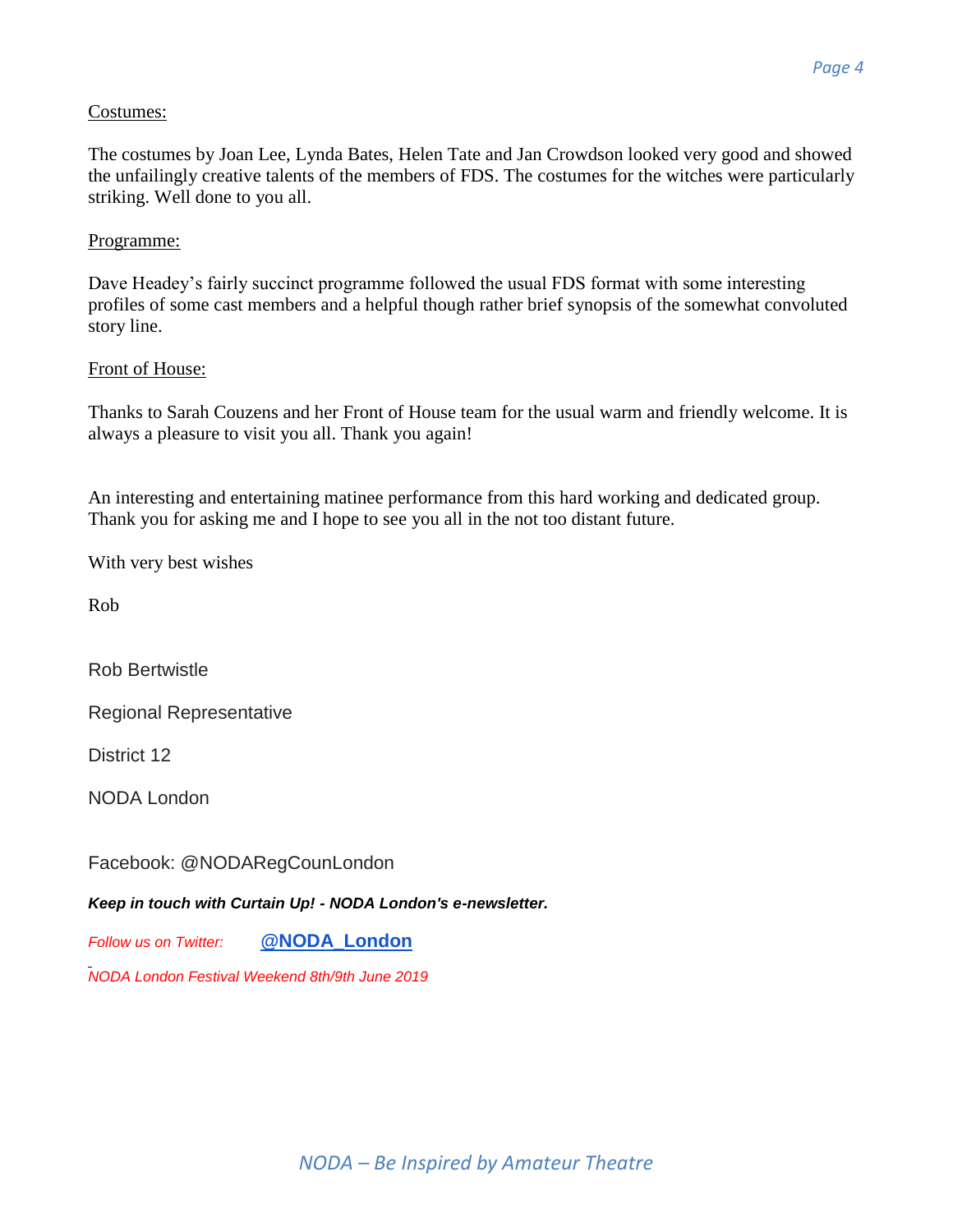Costumes:

The costumes by Joan Lee, Lynda Bates, Helen Tate and Jan Crowdson looked very good and showed the unfailingly creative talents of the members of FDS. The costumes for the witches were particularly striking. Well done to you all.

Programme:

Dave Headey's fairly succinct programme followed the usual FDS format with some interesting profiles of some cast members and a helpful though rather brief synopsis of the somewhat convoluted story line.

Front of House:

Thanks to Sarah Couzens and her Front of House team for the usual warm and friendly welcome. It is always a pleasure to visit you all. Thank you again!

An interesting and entertaining matinee performance from this hard working and dedicated group. Thank you for asking me and I hope to see you all in the not too distant future.

With very best wishes

Rob

Rob Bertwistle

Regional Representative

District 12

NODA London

Facebook: @NODARegCounLondon

***Keep in touch with Curtain Up! - NODA London's e-newsletter.***

*Follow us on Twitter:* **@NODA_London**

*NODA London Festival Weekend 8th/9th June 2019*

*NODA – Be Inspired by Amateur Theatre*